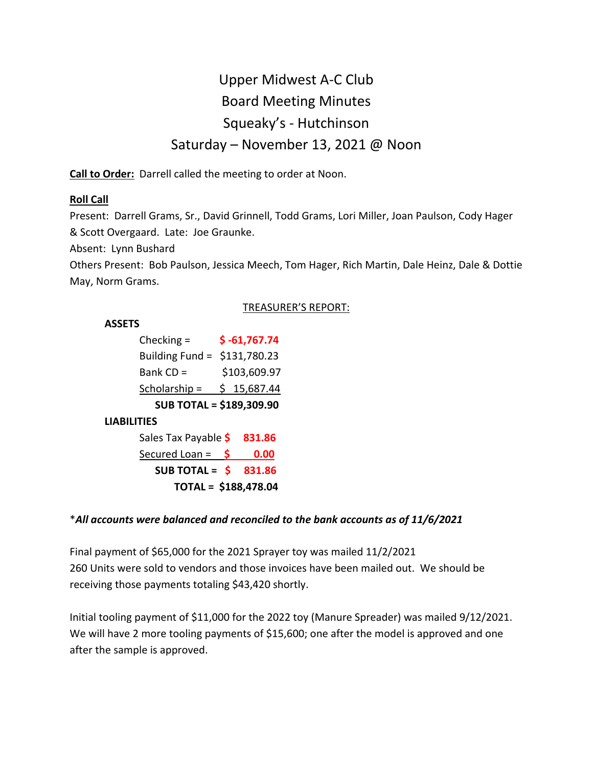# Upper Midwest A-C Club
# Board Meeting Minutes
# Squeaky's - Hutchinson
# Saturday – November 13, 2021 @ Noon

**Call to Order:** Darrell called the meeting to order at Noon.

**Roll Call**

Present: Darrell Grams, Sr., David Grinnell, Todd Grams, Lori Miller, Joan Paulson, Cody Hager & Scott Overgaard. Late: Joe Graunke.

Absent: Lynn Bushard

Others Present: Bob Paulson, Jessica Meech, Tom Hager, Rich Martin, Dale Heinz, Dale & Dottie May, Norm Grams.

TREASURER'S REPORT:

| | |
|---|---|
| **ASSETS** | |
| Checking = | **$ -61,767.74** |
| Building Fund = | $131,780.23 |
| Bank CD = | $103,609.97 |
| Scholarship = | $ 15,687.44 |
| **SUB TOTAL =** | **$189,309.90** |
| **LIABILITIES** | |
| Sales Tax Payable | **$ 831.86** |
| Secured Loan = | **$ 0.00** |
| **SUB TOTAL =** | **$ 831.86** |
| **TOTAL =** | **$188,478.04** |

\****All accounts were balanced and reconciled to the bank accounts as of 11/6/2021***

Final payment of $65,000 for the 2021 Sprayer toy was mailed 11/2/2021
260 Units were sold to vendors and those invoices have been mailed out. We should be receiving those payments totaling $43,420 shortly.

Initial tooling payment of $11,000 for the 2022 toy (Manure Spreader) was mailed 9/12/2021. We will have 2 more tooling payments of $15,600; one after the model is approved and one after the sample is approved.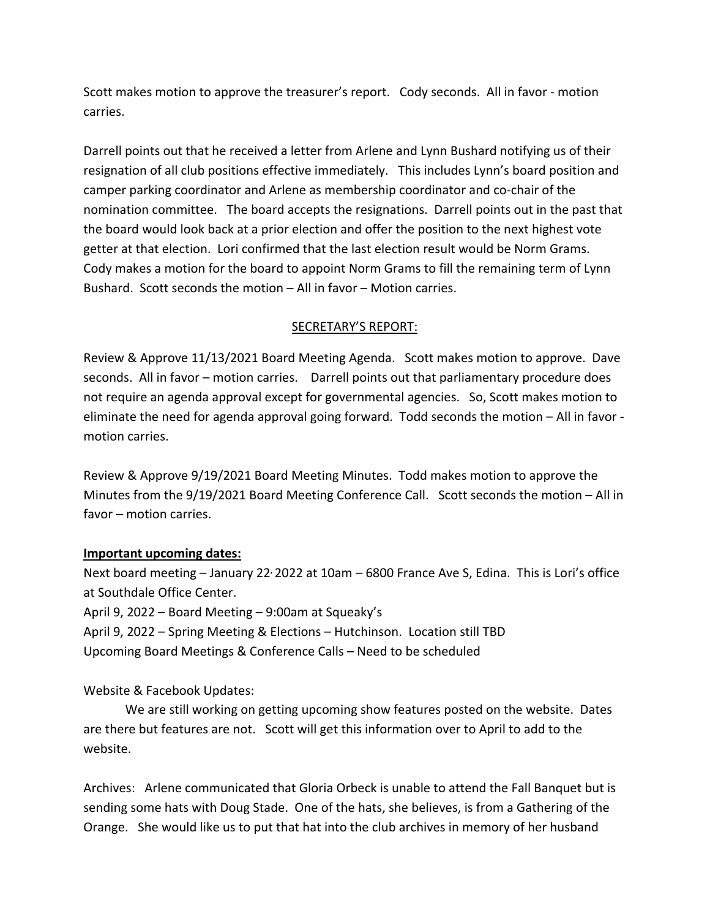Scott makes motion to approve the treasurer's report. Cody seconds. All in favor - motion carries.

Darrell points out that he received a letter from Arlene and Lynn Bushard notifying us of their resignation of all club positions effective immediately. This includes Lynn's board position and camper parking coordinator and Arlene as membership coordinator and co-chair of the nomination committee. The board accepts the resignations. Darrell points out in the past that the board would look back at a prior election and offer the position to the next highest vote getter at that election. Lori confirmed that the last election result would be Norm Grams. Cody makes a motion for the board to appoint Norm Grams to fill the remaining term of Lynn Bushard. Scott seconds the motion – All in favor – Motion carries.

<u>SECRETARY'S REPORT:</u>

Review & Approve 11/13/2021 Board Meeting Agenda. Scott makes motion to approve. Dave seconds. All in favor – motion carries. Darrell points out that parliamentary procedure does not require an agenda approval except for governmental agencies. So, Scott makes motion to eliminate the need for agenda approval going forward. Todd seconds the motion – All in favor - motion carries.

Review & Approve 9/19/2021 Board Meeting Minutes. Todd makes motion to approve the Minutes from the 9/19/2021 Board Meeting Conference Call. Scott seconds the motion – All in favor – motion carries.

**<u>Important upcoming dates:</u>**

Next board meeting – January 22, 2022 at 10am – 6800 France Ave S, Edina. This is Lori's office at Southdale Office Center.
April 9, 2022 – Board Meeting – 9:00am at Squeaky's
April 9, 2022 – Spring Meeting & Elections – Hutchinson. Location still TBD
Upcoming Board Meetings & Conference Calls – Need to be scheduled

Website & Facebook Updates:

We are still working on getting upcoming show features posted on the website. Dates are there but features are not. Scott will get this information over to April to add to the website.

Archives: Arlene communicated that Gloria Orbeck is unable to attend the Fall Banquet but is sending some hats with Doug Stade. One of the hats, she believes, is from a Gathering of the Orange. She would like us to put that hat into the club archives in memory of her husband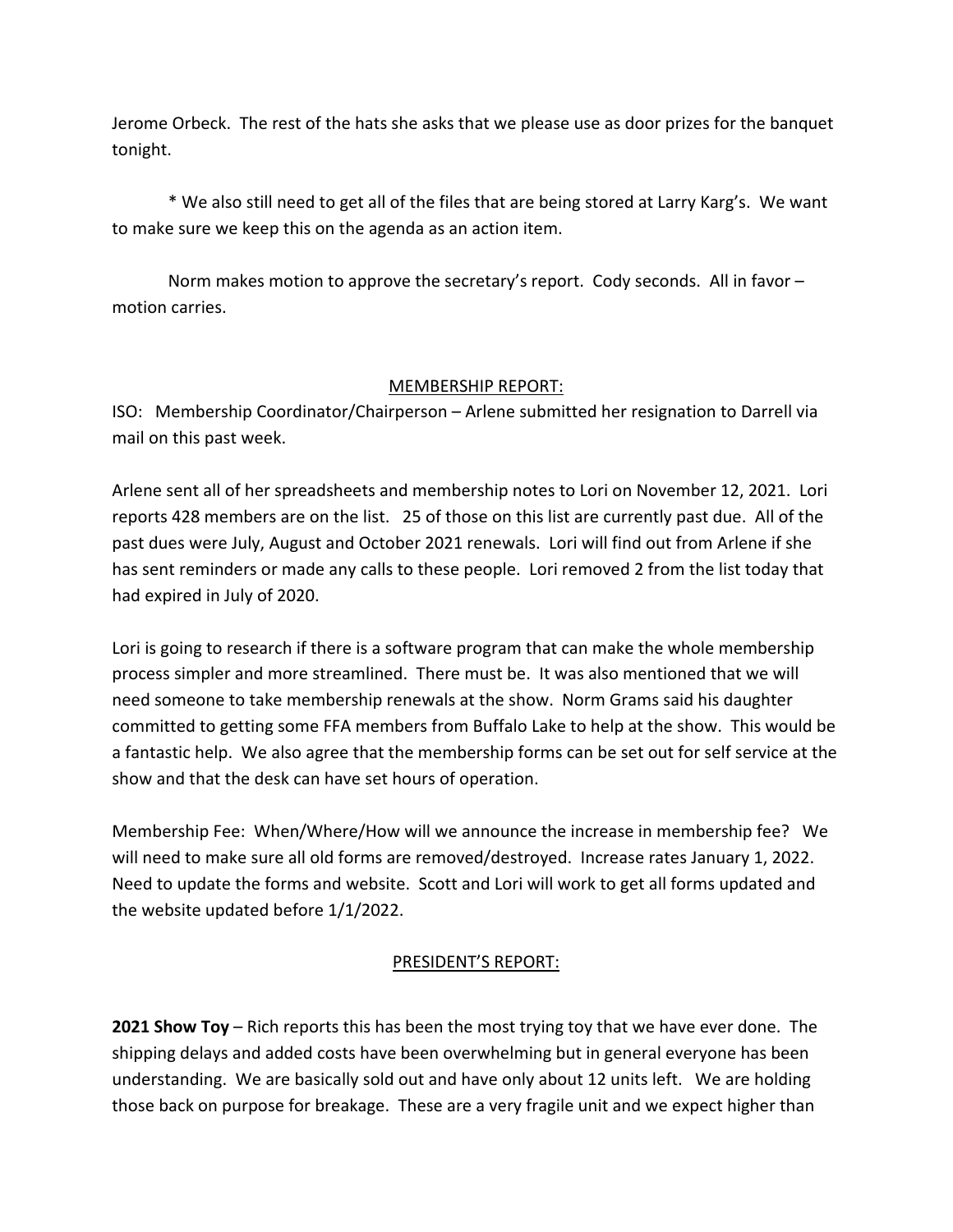Jerome Orbeck. The rest of the hats she asks that we please use as door prizes for the banquet tonight.

* We also still need to get all of the files that are being stored at Larry Karg's. We want to make sure we keep this on the agenda as an action item.

Norm makes motion to approve the secretary's report. Cody seconds. All in favor – motion carries.

## MEMBERSHIP REPORT:

ISO: Membership Coordinator/Chairperson – Arlene submitted her resignation to Darrell via mail on this past week.

Arlene sent all of her spreadsheets and membership notes to Lori on November 12, 2021. Lori reports 428 members are on the list. 25 of those on this list are currently past due. All of the past dues were July, August and October 2021 renewals. Lori will find out from Arlene if she has sent reminders or made any calls to these people. Lori removed 2 from the list today that had expired in July of 2020.

Lori is going to research if there is a software program that can make the whole membership process simpler and more streamlined. There must be. It was also mentioned that we will need someone to take membership renewals at the show. Norm Grams said his daughter committed to getting some FFA members from Buffalo Lake to help at the show. This would be a fantastic help. We also agree that the membership forms can be set out for self service at the show and that the desk can have set hours of operation.

Membership Fee: When/Where/How will we announce the increase in membership fee? We will need to make sure all old forms are removed/destroyed. Increase rates January 1, 2022. Need to update the forms and website. Scott and Lori will work to get all forms updated and the website updated before 1/1/2022.

## PRESIDENT'S REPORT:

**2021 Show Toy** – Rich reports this has been the most trying toy that we have ever done. The shipping delays and added costs have been overwhelming but in general everyone has been understanding. We are basically sold out and have only about 12 units left. We are holding those back on purpose for breakage. These are a very fragile unit and we expect higher than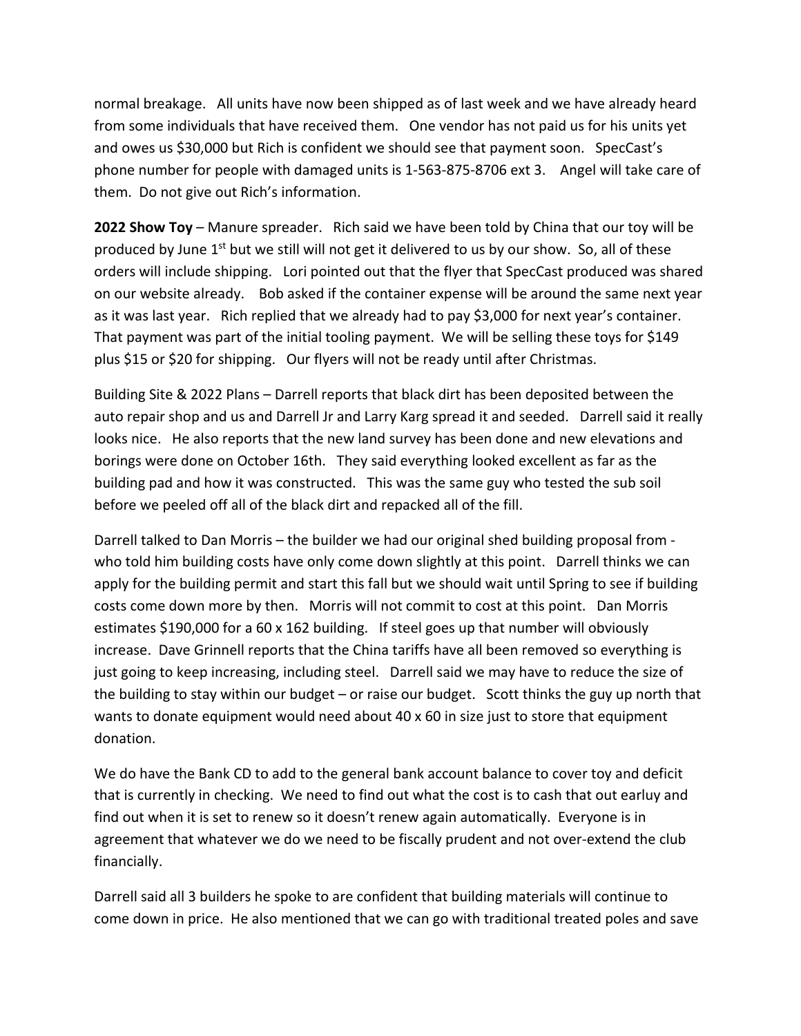normal breakage. All units have now been shipped as of last week and we have already heard from some individuals that have received them. One vendor has not paid us for his units yet and owes us $30,000 but Rich is confident we should see that payment soon. SpecCast's phone number for people with damaged units is 1-563-875-8706 ext 3. Angel will take care of them. Do not give out Rich's information.

**2022 Show Toy** – Manure spreader. Rich said we have been told by China that our toy will be produced by June 1st but we still will not get it delivered to us by our show. So, all of these orders will include shipping. Lori pointed out that the flyer that SpecCast produced was shared on our website already. Bob asked if the container expense will be around the same next year as it was last year. Rich replied that we already had to pay $3,000 for next year's container. That payment was part of the initial tooling payment. We will be selling these toys for $149 plus $15 or $20 for shipping. Our flyers will not be ready until after Christmas.

Building Site & 2022 Plans – Darrell reports that black dirt has been deposited between the auto repair shop and us and Darrell Jr and Larry Karg spread it and seeded. Darrell said it really looks nice. He also reports that the new land survey has been done and new elevations and borings were done on October 16th. They said everything looked excellent as far as the building pad and how it was constructed. This was the same guy who tested the sub soil before we peeled off all of the black dirt and repacked all of the fill.

Darrell talked to Dan Morris – the builder we had our original shed building proposal from - who told him building costs have only come down slightly at this point. Darrell thinks we can apply for the building permit and start this fall but we should wait until Spring to see if building costs come down more by then. Morris will not commit to cost at this point. Dan Morris estimates $190,000 for a 60 x 162 building. If steel goes up that number will obviously increase. Dave Grinnell reports that the China tariffs have all been removed so everything is just going to keep increasing, including steel. Darrell said we may have to reduce the size of the building to stay within our budget – or raise our budget. Scott thinks the guy up north that wants to donate equipment would need about 40 x 60 in size just to store that equipment donation.

We do have the Bank CD to add to the general bank account balance to cover toy and deficit that is currently in checking. We need to find out what the cost is to cash that out earluy and find out when it is set to renew so it doesn't renew again automatically. Everyone is in agreement that whatever we do we need to be fiscally prudent and not over-extend the club financially.

Darrell said all 3 builders he spoke to are confident that building materials will continue to come down in price. He also mentioned that we can go with traditional treated poles and save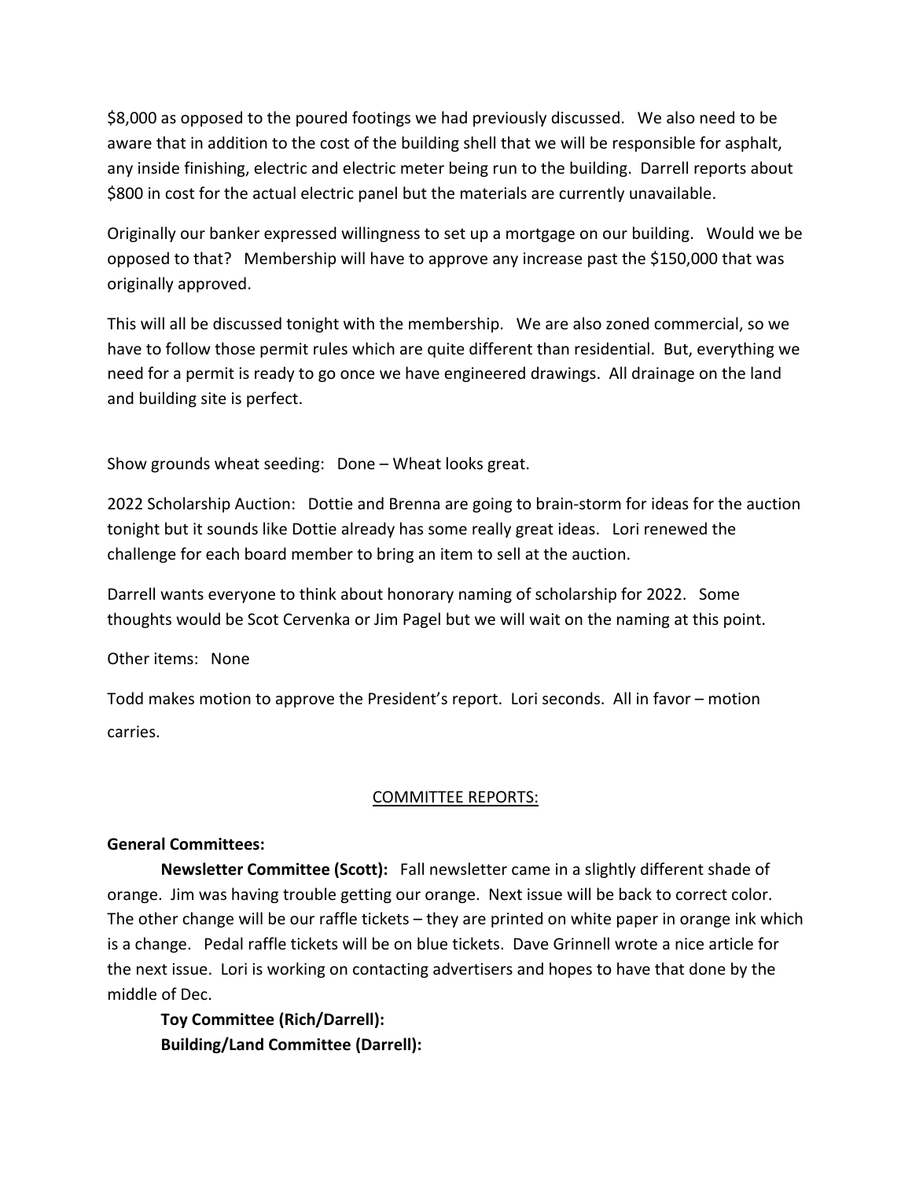$8,000 as opposed to the poured footings we had previously discussed. We also need to be aware that in addition to the cost of the building shell that we will be responsible for asphalt, any inside finishing, electric and electric meter being run to the building. Darrell reports about $800 in cost for the actual electric panel but the materials are currently unavailable.

Originally our banker expressed willingness to set up a mortgage on our building. Would we be opposed to that? Membership will have to approve any increase past the $150,000 that was originally approved.

This will all be discussed tonight with the membership. We are also zoned commercial, so we have to follow those permit rules which are quite different than residential. But, everything we need for a permit is ready to go once we have engineered drawings. All drainage on the land and building site is perfect.

Show grounds wheat seeding: Done – Wheat looks great.

2022 Scholarship Auction: Dottie and Brenna are going to brain-storm for ideas for the auction tonight but it sounds like Dottie already has some really great ideas. Lori renewed the challenge for each board member to bring an item to sell at the auction.

Darrell wants everyone to think about honorary naming of scholarship for 2022. Some thoughts would be Scot Cervenka or Jim Pagel but we will wait on the naming at this point.

Other items: None

Todd makes motion to approve the President's report. Lori seconds. All in favor – motion carries.

<u>COMMITTEE REPORTS:</u>

**General Committees:**

**Newsletter Committee (Scott):** Fall newsletter came in a slightly different shade of orange. Jim was having trouble getting our orange. Next issue will be back to correct color. The other change will be our raffle tickets – they are printed on white paper in orange ink which is a change. Pedal raffle tickets will be on blue tickets. Dave Grinnell wrote a nice article for the next issue. Lori is working on contacting advertisers and hopes to have that done by the middle of Dec.

**Toy Committee (Rich/Darrell):**

**Building/Land Committee (Darrell):**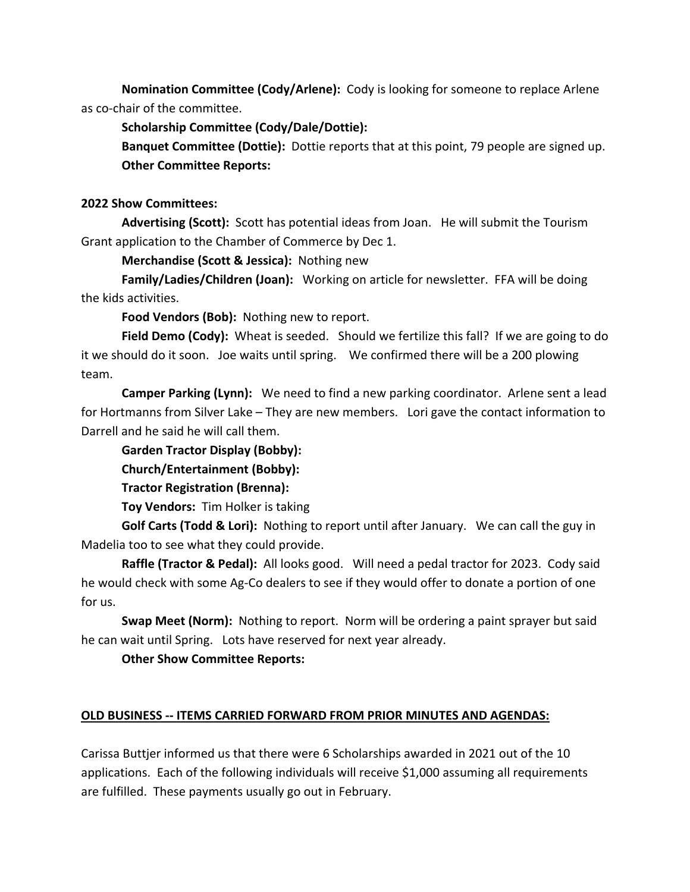**Nomination Committee (Cody/Arlene):** Cody is looking for someone to replace Arlene as co-chair of the committee.

**Scholarship Committee (Cody/Dale/Dottie):**

**Banquet Committee (Dottie):** Dottie reports that at this point, 79 people are signed up.

**Other Committee Reports:**

**2022 Show Committees:**

**Advertising (Scott):** Scott has potential ideas from Joan. He will submit the Tourism Grant application to the Chamber of Commerce by Dec 1.

**Merchandise (Scott & Jessica):** Nothing new

**Family/Ladies/Children (Joan):** Working on article for newsletter. FFA will be doing the kids activities.

**Food Vendors (Bob):** Nothing new to report.

**Field Demo (Cody):** Wheat is seeded. Should we fertilize this fall? If we are going to do it we should do it soon. Joe waits until spring. We confirmed there will be a 200 plowing team.

**Camper Parking (Lynn):** We need to find a new parking coordinator. Arlene sent a lead for Hortmanns from Silver Lake – They are new members. Lori gave the contact information to Darrell and he said he will call them.

**Garden Tractor Display (Bobby):**

**Church/Entertainment (Bobby):**

**Tractor Registration (Brenna):**

**Toy Vendors:** Tim Holker is taking

**Golf Carts (Todd & Lori):** Nothing to report until after January. We can call the guy in Madelia too to see what they could provide.

**Raffle (Tractor & Pedal):** All looks good. Will need a pedal tractor for 2023. Cody said he would check with some Ag-Co dealers to see if they would offer to donate a portion of one for us.

**Swap Meet (Norm):** Nothing to report. Norm will be ordering a paint sprayer but said he can wait until Spring. Lots have reserved for next year already.

**Other Show Committee Reports:**

**<u>OLD BUSINESS -- ITEMS CARRIED FORWARD FROM PRIOR MINUTES AND AGENDAS:</u>**

Carissa Buttjer informed us that there were 6 Scholarships awarded in 2021 out of the 10 applications. Each of the following individuals will receive $1,000 assuming all requirements are fulfilled. These payments usually go out in February.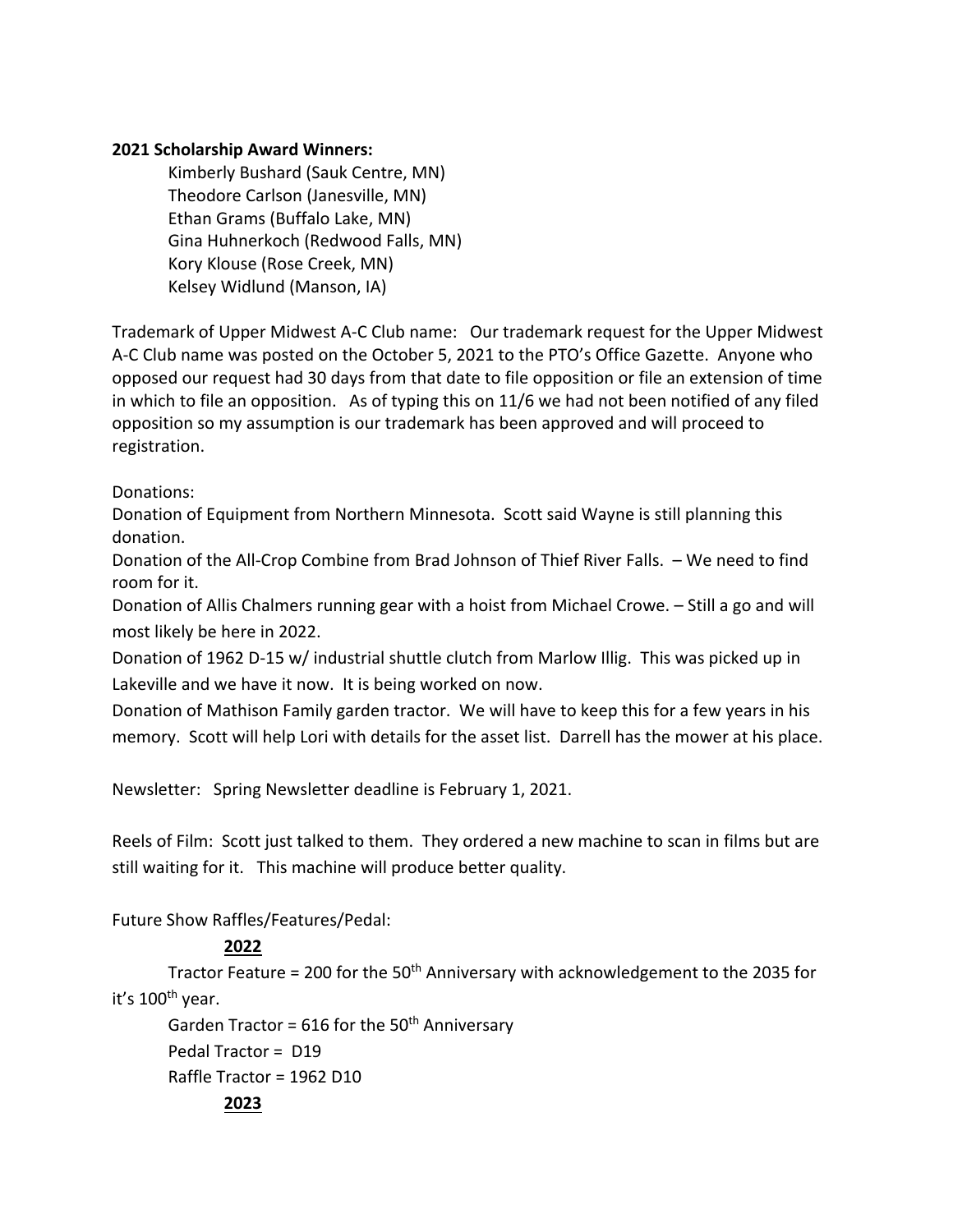**2021 Scholarship Award Winners:**

Kimberly Bushard (Sauk Centre, MN)
Theodore Carlson (Janesville, MN)
Ethan Grams (Buffalo Lake, MN)
Gina Huhnerkoch (Redwood Falls, MN)
Kory Klouse (Rose Creek, MN)
Kelsey Widlund (Manson, IA)

Trademark of Upper Midwest A-C Club name: Our trademark request for the Upper Midwest A-C Club name was posted on the October 5, 2021 to the PTO's Office Gazette. Anyone who opposed our request had 30 days from that date to file opposition or file an extension of time in which to file an opposition. As of typing this on 11/6 we had not been notified of any filed opposition so my assumption is our trademark has been approved and will proceed to registration.

Donations:
Donation of Equipment from Northern Minnesota. Scott said Wayne is still planning this donation.
Donation of the All-Crop Combine from Brad Johnson of Thief River Falls. – We need to find room for it.
Donation of Allis Chalmers running gear with a hoist from Michael Crowe. – Still a go and will most likely be here in 2022.
Donation of 1962 D-15 w/ industrial shuttle clutch from Marlow Illig. This was picked up in Lakeville and we have it now. It is being worked on now.
Donation of Mathison Family garden tractor. We will have to keep this for a few years in his memory. Scott will help Lori with details for the asset list. Darrell has the mower at his place.

Newsletter: Spring Newsletter deadline is February 1, 2021.

Reels of Film: Scott just talked to them. They ordered a new machine to scan in films but are still waiting for it. This machine will produce better quality.

Future Show Raffles/Features/Pedal:

**2022**

Tractor Feature = 200 for the 50th Anniversary with acknowledgement to the 2035 for it's 100th year.
Garden Tractor = 616 for the 50th Anniversary
Pedal Tractor = D19
Raffle Tractor = 1962 D10

**2023**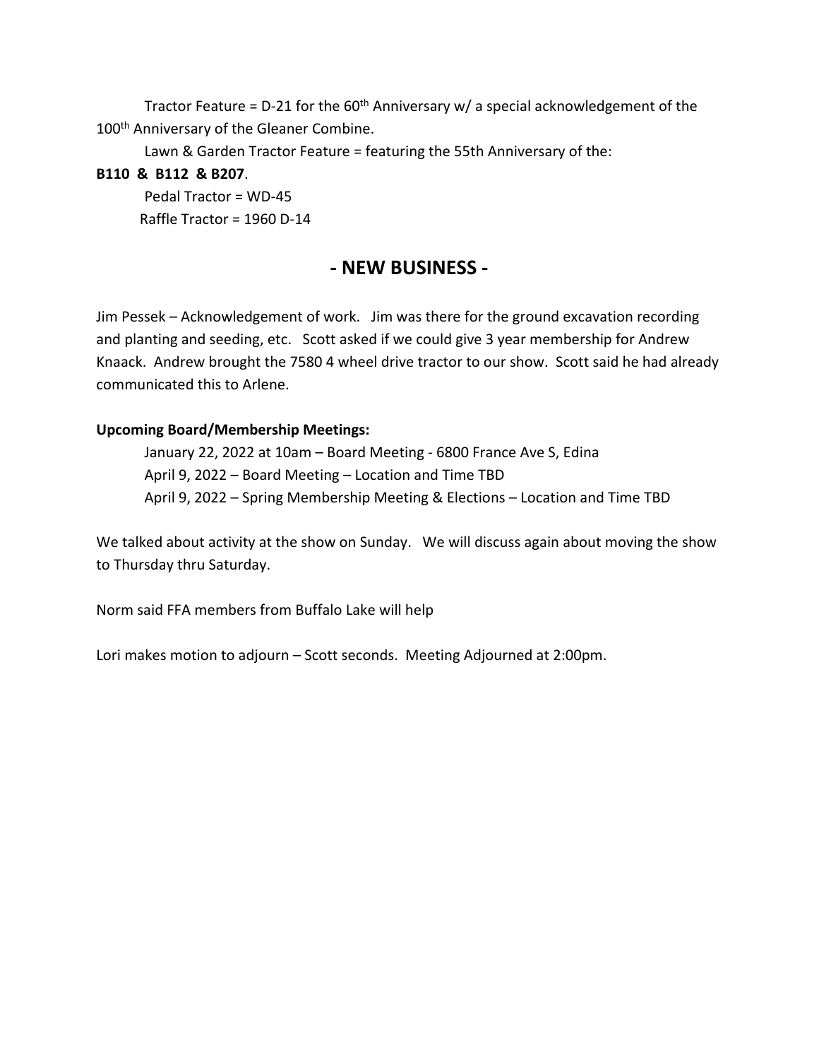Tractor Feature = D-21 for the 60th Anniversary w/ a special acknowledgement of the 100th Anniversary of the Gleaner Combine.

Lawn & Garden Tractor Feature = featuring the 55th Anniversary of the:

**B110 & B112 & B207**.

Pedal Tractor = WD-45

Raffle Tractor = 1960 D-14

## - NEW BUSINESS -

Jim Pessek – Acknowledgement of work. Jim was there for the ground excavation recording and planting and seeding, etc. Scott asked if we could give 3 year membership for Andrew Knaack. Andrew brought the 7580 4 wheel drive tractor to our show. Scott said he had already communicated this to Arlene.

**Upcoming Board/Membership Meetings:**

January 22, 2022 at 10am – Board Meeting - 6800 France Ave S, Edina

April 9, 2022 – Board Meeting – Location and Time TBD

April 9, 2022 – Spring Membership Meeting & Elections – Location and Time TBD

We talked about activity at the show on Sunday. We will discuss again about moving the show to Thursday thru Saturday.

Norm said FFA members from Buffalo Lake will help

Lori makes motion to adjourn – Scott seconds. Meeting Adjourned at 2:00pm.